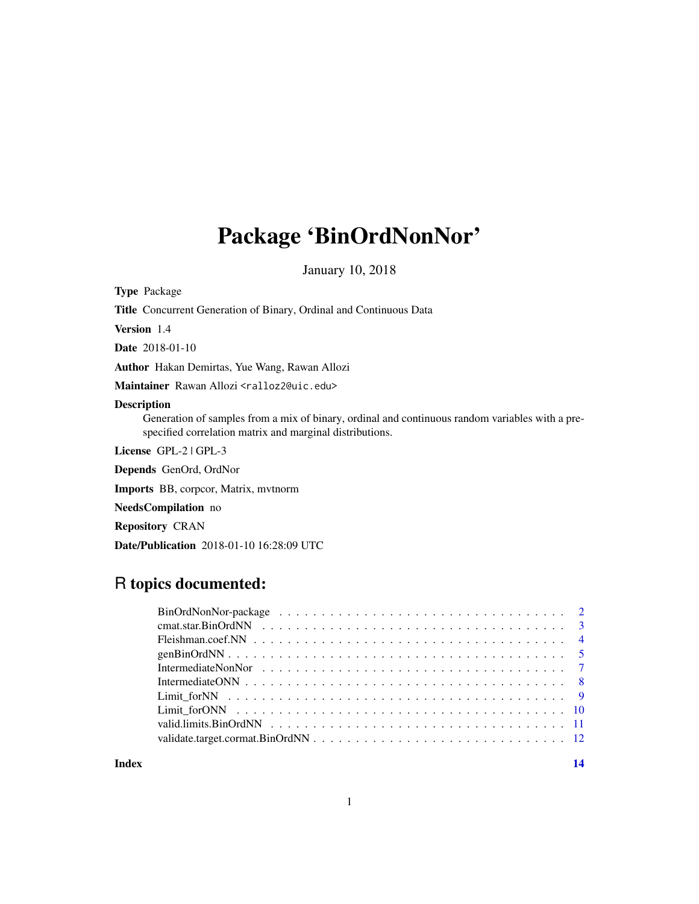# Package 'BinOrdNonNor'

January 10, 2018

**Type** Package

**Title** Concurrent Generation of Binary, Ordinal and Continuous Data

**Version** 1.4

**Date** 2018-01-10

**Author** Hakan Demirtas, Yue Wang, Rawan Allozi

**Maintainer** Rawan Allozi <ralloz2@uic.edu>

**Description**
Generation of samples from a mix of binary, ordinal and continuous random variables with a pre-specified correlation matrix and marginal distributions.

**License** GPL-2 | GPL-3

**Depends** GenOrd, OrdNor

**Imports** BB, corpcor, Matrix, mvtnorm

**NeedsCompilation** no

**Repository** CRAN

**Date/Publication** 2018-01-10 16:28:09 UTC

## R topics documented:

- BinOrdNonNor-package . . . . . . . . . . . . . . . . . . . . . . . . . . . . . . . . . 2
- cmat.star.BinOrdNN . . . . . . . . . . . . . . . . . . . . . . . . . . . . . . . . . 3
- Fleishman.coef.NN . . . . . . . . . . . . . . . . . . . . . . . . . . . . . . . . . 4
- genBinOrdNN . . . . . . . . . . . . . . . . . . . . . . . . . . . . . . . . . 5
- IntermediateNonNor . . . . . . . . . . . . . . . . . . . . . . . . . . . . . . . . . 7
- IntermediateONN . . . . . . . . . . . . . . . . . . . . . . . . . . . . . . . . . 8
- Limit_forNN . . . . . . . . . . . . . . . . . . . . . . . . . . . . . . . . . 9
- Limit_forONN . . . . . . . . . . . . . . . . . . . . . . . . . . . . . . . . . 10
- valid.limits.BinOrdNN . . . . . . . . . . . . . . . . . . . . . . . . . . . . . . . . . 11
- validate.target.cormat.BinOrdNN . . . . . . . . . . . . . . . . . . . . . . . . . . . . . . . . . 12

**Index** 14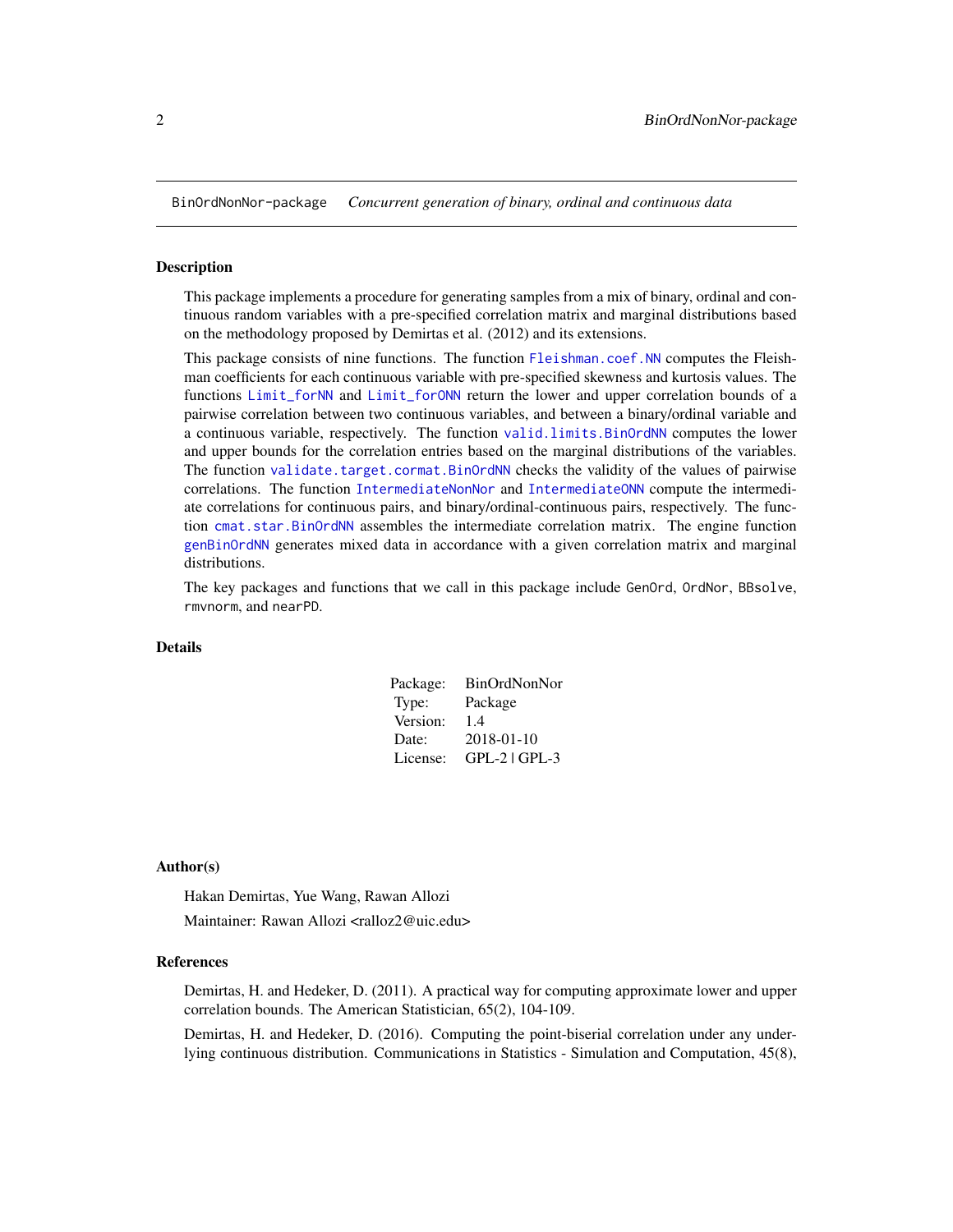BinOrdNonNor-package    *Concurrent generation of binary, ordinal and continuous data*

## Description

This package implements a procedure for generating samples from a mix of binary, ordinal and continuous random variables with a pre-specified correlation matrix and marginal distributions based on the methodology proposed by Demirtas et al. (2012) and its extensions.

This package consists of nine functions. The function `Fleishman.coef.NN` computes the Fleishman coefficients for each continuous variable with pre-specified skewness and kurtosis values. The functions `Limit_forNN` and `Limit_forONN` return the lower and upper correlation bounds of a pairwise correlation between two continuous variables, and between a binary/ordinal variable and a continuous variable, respectively. The function `valid.limits.BinOrdNN` computes the lower and upper bounds for the correlation entries based on the marginal distributions of the variables. The function `validate.target.cormat.BinOrdNN` checks the validity of the values of pairwise correlations. The function `IntermediateNonNor` and `IntermediateONN` compute the intermediate correlations for continuous pairs, and binary/ordinal-continuous pairs, respectively. The function `cmat.star.BinOrdNN` assembles the intermediate correlation matrix. The engine function `genBinOrdNN` generates mixed data in accordance with a given correlation matrix and marginal distributions.

The key packages and functions that we call in this package include `GenOrd`, `OrdNor`, `BBsolve`, `rmvnorm`, and `nearPD`.

## Details

| | |
|---|---|
| Package: | BinOrdNonNor |
| Type: | Package |
| Version: | 1.4 |
| Date: | 2018-01-10 |
| License: | GPL-2 \| GPL-3 |

## Author(s)

Hakan Demirtas, Yue Wang, Rawan Allozi

Maintainer: Rawan Allozi <ralloz2@uic.edu>

## References

Demirtas, H. and Hedeker, D. (2011). A practical way for computing approximate lower and upper correlation bounds. The American Statistician, 65(2), 104-109.

Demirtas, H. and Hedeker, D. (2016). Computing the point-biserial correlation under any underlying continuous distribution. Communications in Statistics - Simulation and Computation, 45(8),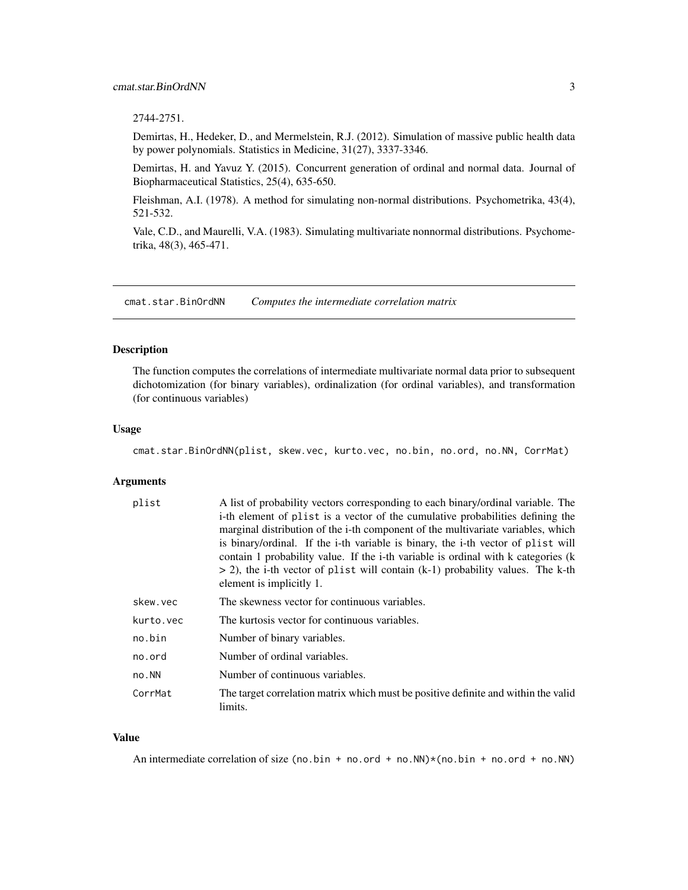2744-2751.

Demirtas, H., Hedeker, D., and Mermelstein, R.J. (2012). Simulation of massive public health data by power polynomials. Statistics in Medicine, 31(27), 3337-3346.

Demirtas, H. and Yavuz Y. (2015). Concurrent generation of ordinal and normal data. Journal of Biopharmaceutical Statistics, 25(4), 635-650.

Fleishman, A.I. (1978). A method for simulating non-normal distributions. Psychometrika, 43(4), 521-532.

Vale, C.D., and Maurelli, V.A. (1983). Simulating multivariate nonnormal distributions. Psychometrika, 48(3), 465-471.

---

## cmat.star.BinOrdNN — *Computes the intermediate correlation matrix*

### Description

The function computes the correlations of intermediate multivariate normal data prior to subsequent dichotomization (for binary variables), ordinalization (for ordinal variables), and transformation (for continuous variables)

### Usage

```
cmat.star.BinOrdNN(plist, skew.vec, kurto.vec, no.bin, no.ord, no.NN, CorrMat)
```

### Arguments

| | |
|---|---|
| `plist` | A list of probability vectors corresponding to each binary/ordinal variable. The i-th element of `plist` is a vector of the cumulative probabilities defining the marginal distribution of the i-th component of the multivariate variables, which is binary/ordinal. If the i-th variable is binary, the i-th vector of `plist` will contain 1 probability value. If the i-th variable is ordinal with k categories (k > 2), the i-th vector of `plist` will contain (k-1) probability values. The k-th element is implicitly 1. |
| `skew.vec` | The skewness vector for continuous variables. |
| `kurto.vec` | The kurtosis vector for continuous variables. |
| `no.bin` | Number of binary variables. |
| `no.ord` | Number of ordinal variables. |
| `no.NN` | Number of continuous variables. |
| `CorrMat` | The target correlation matrix which must be positive definite and within the valid limits. |

### Value

An intermediate correlation of size `(no.bin + no.ord + no.NN)*(no.bin + no.ord + no.NN)`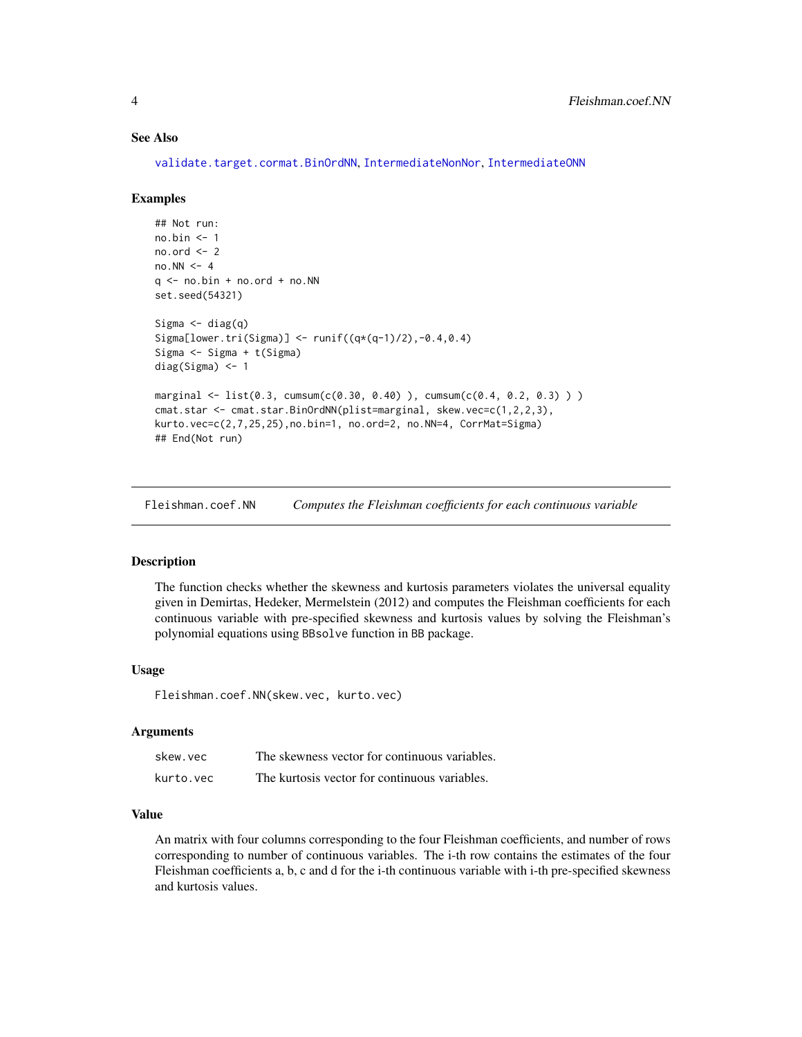### See Also

validate.target.cormat.BinOrdNN, IntermediateNonNor, IntermediateONN

### Examples

```
## Not run:
no.bin <- 1
no.ord <- 2
no.NN <- 4
q <- no.bin + no.ord + no.NN
set.seed(54321)

Sigma <- diag(q)
Sigma[lower.tri(Sigma)] <- runif((q*(q-1)/2),-0.4,0.4)
Sigma <- Sigma + t(Sigma)
diag(Sigma) <- 1

marginal <- list(0.3, cumsum(c(0.30, 0.40) ), cumsum(c(0.4, 0.2, 0.3) ) )
cmat.star <- cmat.star.BinOrdNN(plist=marginal, skew.vec=c(1,2,2,3),
kurto.vec=c(2,7,25,25),no.bin=1, no.ord=2, no.NN=4, CorrMat=Sigma)
## End(Not run)
```

---

## Fleishman.coef.NN *Computes the Fleishman coefficients for each continuous variable*

### Description

The function checks whether the skewness and kurtosis parameters violates the universal equality given in Demirtas, Hedeker, Mermelstein (2012) and computes the Fleishman coefficients for each continuous variable with pre-specified skewness and kurtosis values by solving the Fleishman's polynomial equations using BBsolve function in BB package.

### Usage

```
Fleishman.coef.NN(skew.vec, kurto.vec)
```

### Arguments

| | |
|---|---|
| skew.vec | The skewness vector for continuous variables. |
| kurto.vec | The kurtosis vector for continuous variables. |

### Value

An matrix with four columns corresponding to the four Fleishman coefficients, and number of rows corresponding to number of continuous variables. The i-th row contains the estimates of the four Fleishman coefficients a, b, c and d for the i-th continuous variable with i-th pre-specified skewness and kurtosis values.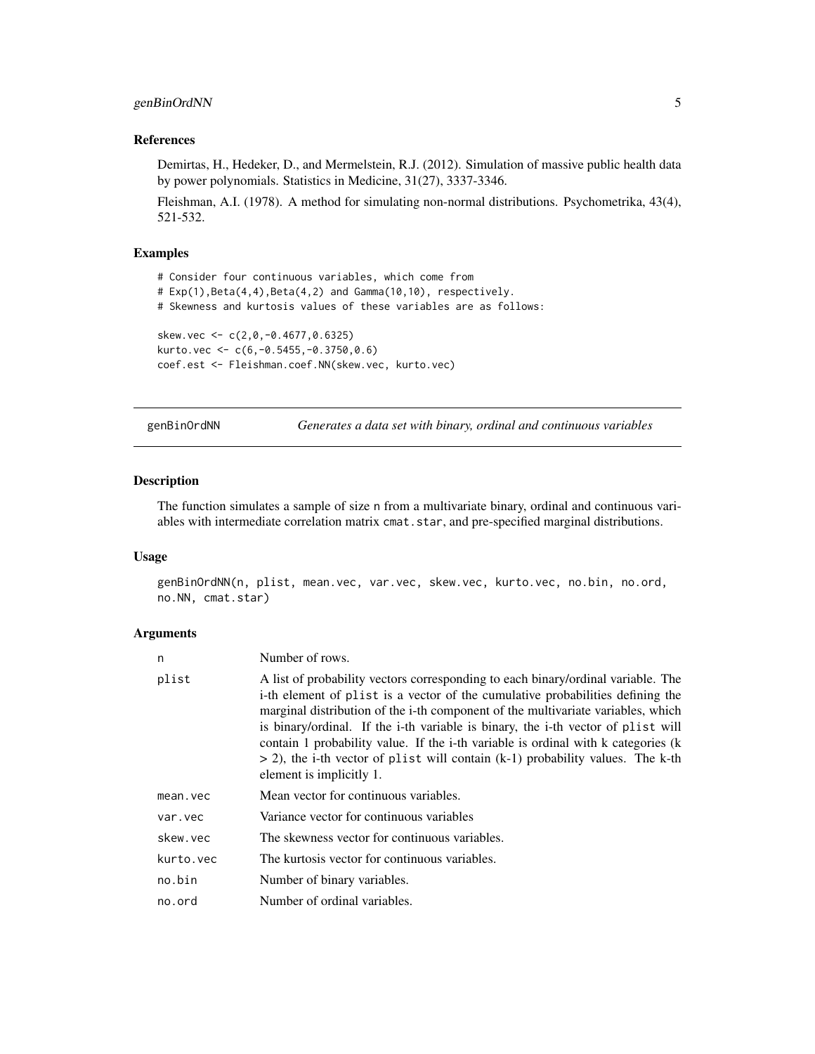### References

Demirtas, H., Hedeker, D., and Mermelstein, R.J. (2012). Simulation of massive public health data by power polynomials. Statistics in Medicine, 31(27), 3337-3346.

Fleishman, A.I. (1978). A method for simulating non-normal distributions. Psychometrika, 43(4), 521-532.

### Examples

```
# Consider four continuous variables, which come from
# Exp(1),Beta(4,4),Beta(4,2) and Gamma(10,10), respectively.
# Skewness and kurtosis values of these variables are as follows:

skew.vec <- c(2,0,-0.4677,0.6325)
kurto.vec <- c(6,-0.5455,-0.3750,0.6)
coef.est <- Fleishman.coef.NN(skew.vec, kurto.vec)
```

---

## genBinOrdNN — *Generates a data set with binary, ordinal and continuous variables*

### Description

The function simulates a sample of size n from a multivariate binary, ordinal and continuous variables with intermediate correlation matrix cmat.star, and pre-specified marginal distributions.

### Usage

```
genBinOrdNN(n, plist, mean.vec, var.vec, skew.vec, kurto.vec, no.bin, no.ord,
no.NN, cmat.star)
```

### Arguments

| | |
|---|---|
| n | Number of rows. |
| plist | A list of probability vectors corresponding to each binary/ordinal variable. The i-th element of plist is a vector of the cumulative probabilities defining the marginal distribution of the i-th component of the multivariate variables, which is binary/ordinal. If the i-th variable is binary, the i-th vector of plist will contain 1 probability value. If the i-th variable is ordinal with k categories (k > 2), the i-th vector of plist will contain (k-1) probability values. The k-th element is implicitly 1. |
| mean.vec | Mean vector for continuous variables. |
| var.vec | Variance vector for continuous variables |
| skew.vec | The skewness vector for continuous variables. |
| kurto.vec | The kurtosis vector for continuous variables. |
| no.bin | Number of binary variables. |
| no.ord | Number of ordinal variables. |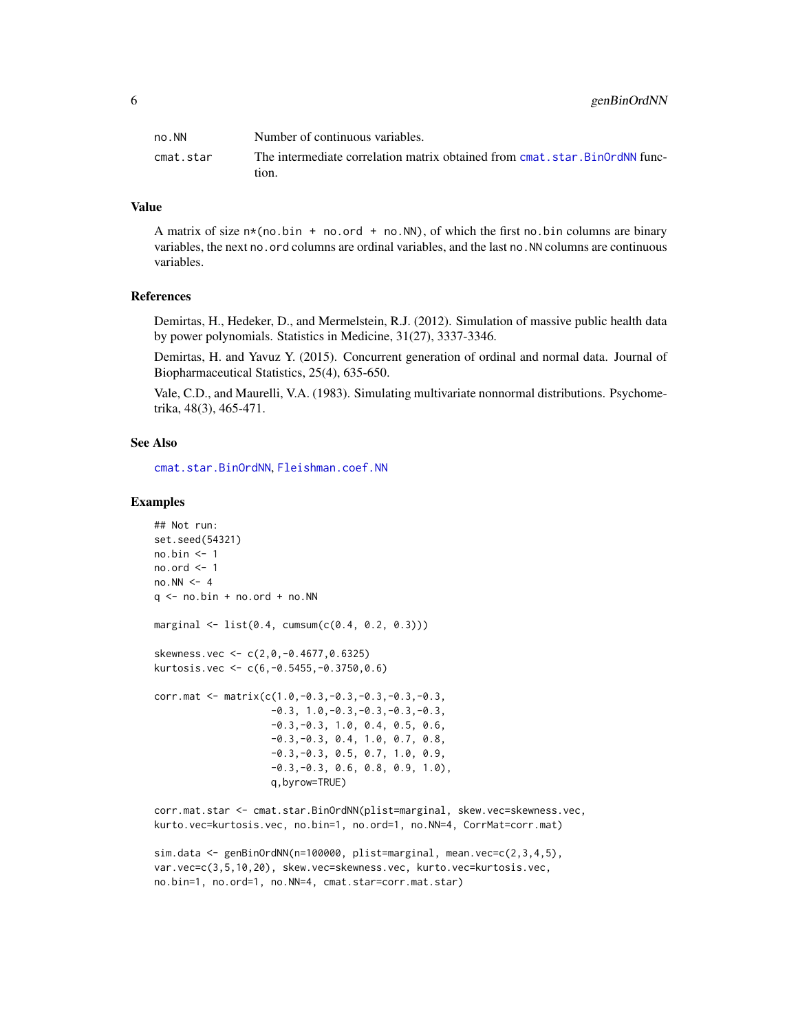| | |
|---|---|
| no.NN | Number of continuous variables. |
| cmat.star | The intermediate correlation matrix obtained from cmat.star.BinOrdNN function. |

## Value

A matrix of size n*(no.bin + no.ord + no.NN), of which the first no.bin columns are binary variables, the next no.ord columns are ordinal variables, and the last no.NN columns are continuous variables.

## References

Demirtas, H., Hedeker, D., and Mermelstein, R.J. (2012). Simulation of massive public health data by power polynomials. Statistics in Medicine, 31(27), 3337-3346.

Demirtas, H. and Yavuz Y. (2015). Concurrent generation of ordinal and normal data. Journal of Biopharmaceutical Statistics, 25(4), 635-650.

Vale, C.D., and Maurelli, V.A. (1983). Simulating multivariate nonnormal distributions. Psychometrika, 48(3), 465-471.

## See Also

cmat.star.BinOrdNN, Fleishman.coef.NN

## Examples

```
## Not run:
set.seed(54321)
no.bin <- 1
no.ord <- 1
no.NN <- 4
q <- no.bin + no.ord + no.NN

marginal <- list(0.4, cumsum(c(0.4, 0.2, 0.3)))

skewness.vec <- c(2,0,-0.4677,0.6325)
kurtosis.vec <- c(6,-0.5455,-0.3750,0.6)

corr.mat <- matrix(c(1.0,-0.3,-0.3,-0.3,-0.3,-0.3,
                    -0.3, 1.0,-0.3,-0.3,-0.3,-0.3,
                    -0.3,-0.3, 1.0, 0.4, 0.5, 0.6,
                    -0.3,-0.3, 0.4, 1.0, 0.7, 0.8,
                    -0.3,-0.3, 0.5, 0.7, 1.0, 0.9,
                    -0.3,-0.3, 0.6, 0.8, 0.9, 1.0),
                    q,byrow=TRUE)

corr.mat.star <- cmat.star.BinOrdNN(plist=marginal, skew.vec=skewness.vec,
kurto.vec=kurtosis.vec, no.bin=1, no.ord=1, no.NN=4, CorrMat=corr.mat)

sim.data <- genBinOrdNN(n=100000, plist=marginal, mean.vec=c(2,3,4,5),
var.vec=c(3,5,10,20), skew.vec=skewness.vec, kurto.vec=kurtosis.vec,
no.bin=1, no.ord=1, no.NN=4, cmat.star=corr.mat.star)
```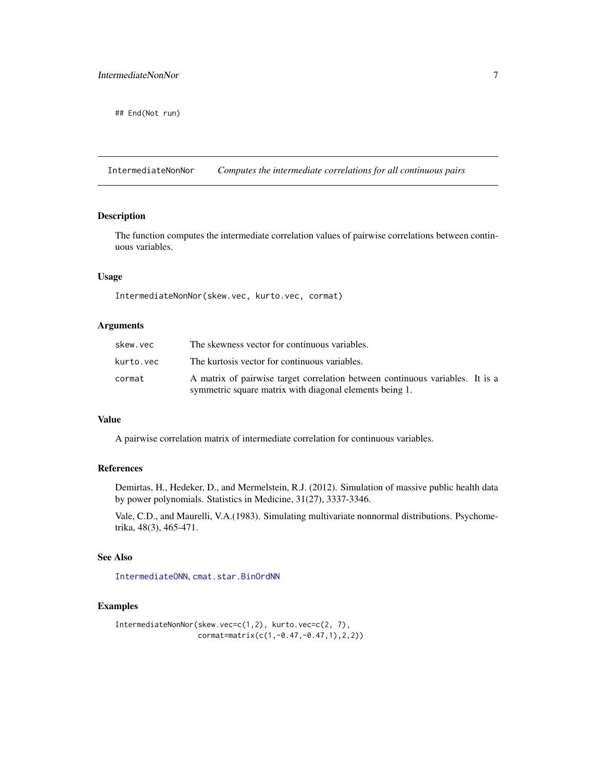```
## End(Not run)
```

---

## IntermediateNonNor — *Computes the intermediate correlations for all continuous pairs*

### Description

The function computes the intermediate correlation values of pairwise correlations between continuous variables.

### Usage

```
IntermediateNonNor(skew.vec, kurto.vec, cormat)
```

### Arguments

| | |
|---|---|
| `skew.vec` | The skewness vector for continuous variables. |
| `kurto.vec` | The kurtosis vector for continuous variables. |
| `cormat` | A matrix of pairwise target correlation between continuous variables. It is a symmetric square matrix with diagonal elements being 1. |

### Value

A pairwise correlation matrix of intermediate correlation for continuous variables.

### References

Demirtas, H., Hedeker, D., and Mermelstein, R.J. (2012). Simulation of massive public health data by power polynomials. Statistics in Medicine, 31(27), 3337-3346.

Vale, C.D., and Maurelli, V.A.(1983). Simulating multivariate nonnormal distributions. Psychometrika, 48(3), 465-471.

### See Also

`IntermediateONN`, `cmat.star.BinOrdNN`

### Examples

```
IntermediateNonNor(skew.vec=c(1,2), kurto.vec=c(2, 7),
                   cormat=matrix(c(1,-0.47,-0.47,1),2,2))
```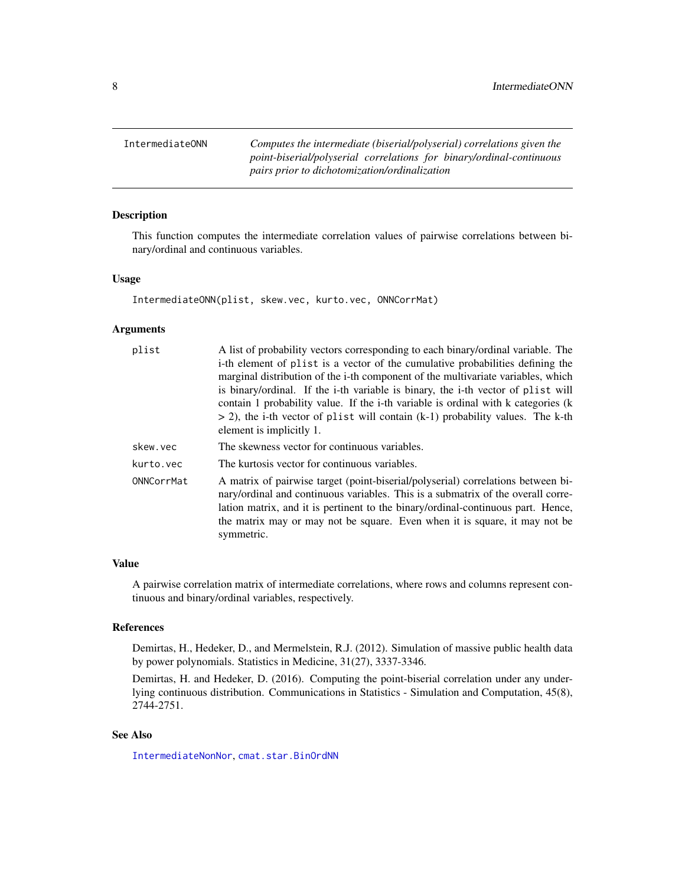IntermediateONN — *Computes the intermediate (biserial/polyserial) correlations given the point-biserial/polyserial correlations for binary/ordinal-continuous pairs prior to dichotomization/ordinalization*

## Description

This function computes the intermediate correlation values of pairwise correlations between binary/ordinal and continuous variables.

## Usage

```
IntermediateONN(plist, skew.vec, kurto.vec, ONNCorrMat)
```

## Arguments

| | |
|---|---|
| plist | A list of probability vectors corresponding to each binary/ordinal variable. The i-th element of plist is a vector of the cumulative probabilities defining the marginal distribution of the i-th component of the multivariate variables, which is binary/ordinal. If the i-th variable is binary, the i-th vector of plist will contain 1 probability value. If the i-th variable is ordinal with k categories (k > 2), the i-th vector of plist will contain (k-1) probability values. The k-th element is implicitly 1. |
| skew.vec | The skewness vector for continuous variables. |
| kurto.vec | The kurtosis vector for continuous variables. |
| ONNCorrMat | A matrix of pairwise target (point-biserial/polyserial) correlations between binary/ordinal and continuous variables. This is a submatrix of the overall correlation matrix, and it is pertinent to the binary/ordinal-continuous part. Hence, the matrix may or may not be square. Even when it is square, it may not be symmetric. |

## Value

A pairwise correlation matrix of intermediate correlations, where rows and columns represent continuous and binary/ordinal variables, respectively.

## References

Demirtas, H., Hedeker, D., and Mermelstein, R.J. (2012). Simulation of massive public health data by power polynomials. Statistics in Medicine, 31(27), 3337-3346.

Demirtas, H. and Hedeker, D. (2016). Computing the point-biserial correlation under any underlying continuous distribution. Communications in Statistics - Simulation and Computation, 45(8), 2744-2751.

## See Also

IntermediateNonNor, cmat.star.BinOrdNN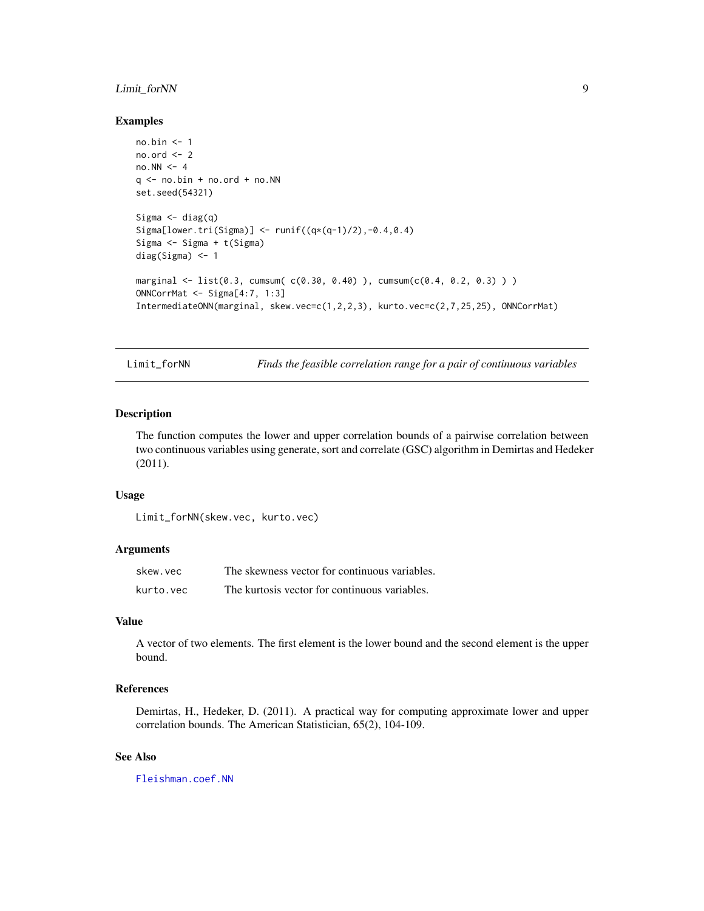## Examples

```
no.bin <- 1
no.ord <- 2
no.NN <- 4
q <- no.bin + no.ord + no.NN
set.seed(54321)

Sigma <- diag(q)
Sigma[lower.tri(Sigma)] <- runif((q*(q-1)/2),-0.4,0.4)
Sigma <- Sigma + t(Sigma)
diag(Sigma) <- 1

marginal <- list(0.3, cumsum( c(0.30, 0.40) ), cumsum(c(0.4, 0.2, 0.3) ) )
ONNCorrMat <- Sigma[4:7, 1:3]
IntermediateONN(marginal, skew.vec=c(1,2,2,3), kurto.vec=c(2,7,25,25), ONNCorrMat)
```

---

# Limit_forNN — *Finds the feasible correlation range for a pair of continuous variables*

## Description

The function computes the lower and upper correlation bounds of a pairwise correlation between two continuous variables using generate, sort and correlate (GSC) algorithm in Demirtas and Hedeker (2011).

## Usage

```
Limit_forNN(skew.vec, kurto.vec)
```

## Arguments

| | |
|---|---|
| skew.vec | The skewness vector for continuous variables. |
| kurto.vec | The kurtosis vector for continuous variables. |

## Value

A vector of two elements. The first element is the lower bound and the second element is the upper bound.

## References

Demirtas, H., Hedeker, D. (2011). A practical way for computing approximate lower and upper correlation bounds. The American Statistician, 65(2), 104-109.

## See Also

Fleishman.coef.NN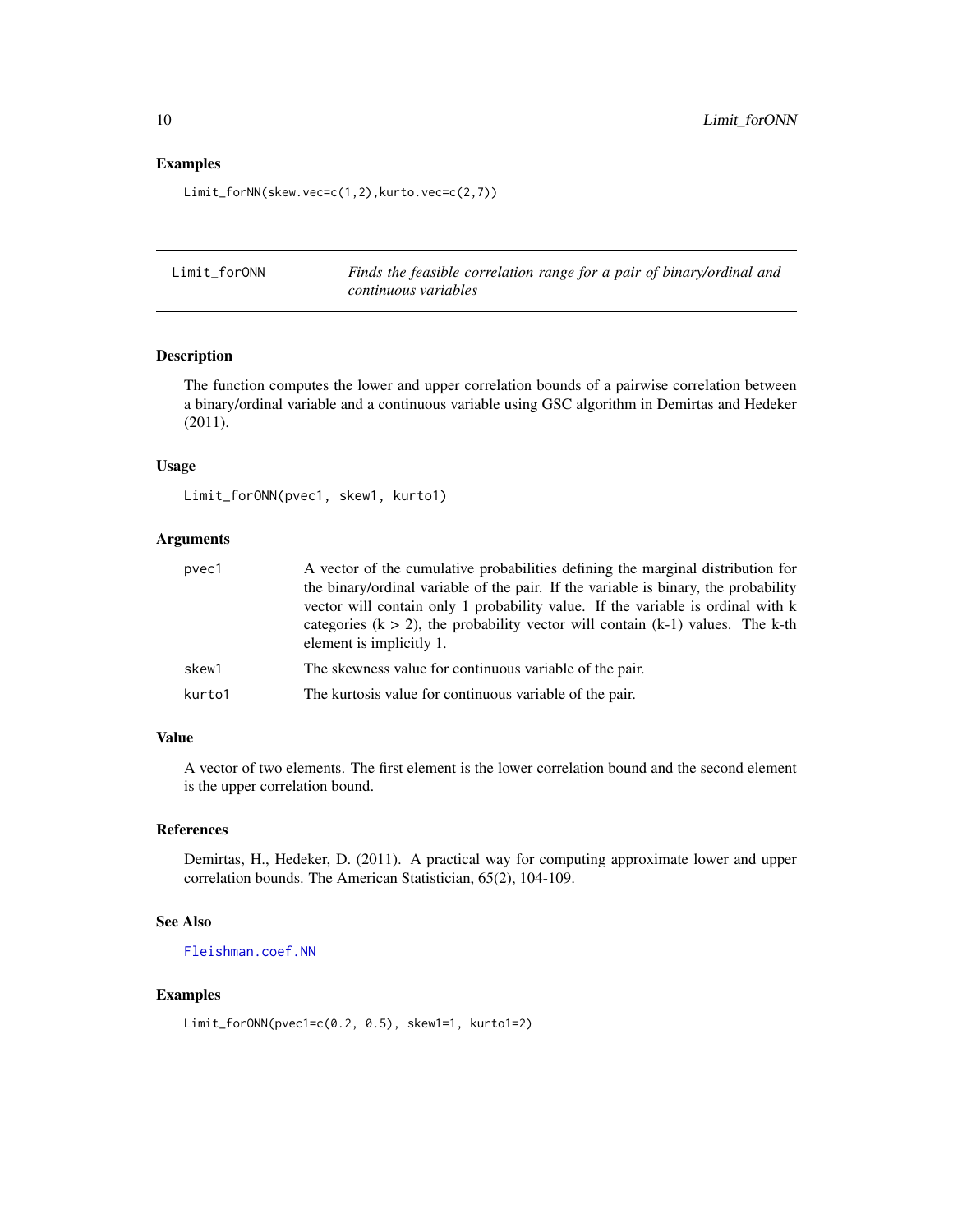### Examples

```
Limit_forNN(skew.vec=c(1,2),kurto.vec=c(2,7))
```

---

## Limit_forONN — *Finds the feasible correlation range for a pair of binary/ordinal and continuous variables*

---

### Description

The function computes the lower and upper correlation bounds of a pairwise correlation between a binary/ordinal variable and a continuous variable using GSC algorithm in Demirtas and Hedeker (2011).

### Usage

```
Limit_forONN(pvec1, skew1, kurto1)
```

### Arguments

| | |
|---|---|
| pvec1 | A vector of the cumulative probabilities defining the marginal distribution for the binary/ordinal variable of the pair. If the variable is binary, the probability vector will contain only 1 probability value. If the variable is ordinal with k categories (k > 2), the probability vector will contain (k-1) values. The k-th element is implicitly 1. |
| skew1 | The skewness value for continuous variable of the pair. |
| kurto1 | The kurtosis value for continuous variable of the pair. |

### Value

A vector of two elements. The first element is the lower correlation bound and the second element is the upper correlation bound.

### References

Demirtas, H., Hedeker, D. (2011). A practical way for computing approximate lower and upper correlation bounds. The American Statistician, 65(2), 104-109.

### See Also

Fleishman.coef.NN

### Examples

```
Limit_forONN(pvec1=c(0.2, 0.5), skew1=1, kurto1=2)
```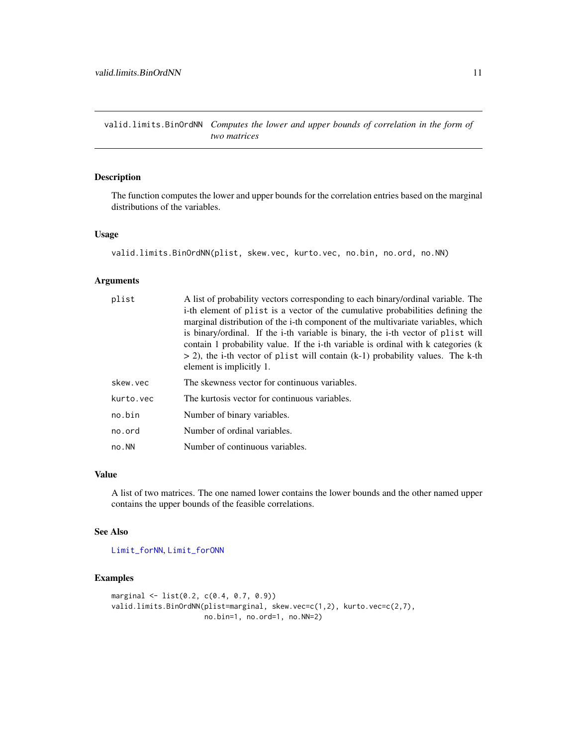## valid.limits.BinOrdNN *Computes the lower and upper bounds of correlation in the form of two matrices*

### Description

The function computes the lower and upper bounds for the correlation entries based on the marginal distributions of the variables.

### Usage

```
valid.limits.BinOrdNN(plist, skew.vec, kurto.vec, no.bin, no.ord, no.NN)
```

### Arguments

| | |
|---|---|
| `plist` | A list of probability vectors corresponding to each binary/ordinal variable. The i-th element of `plist` is a vector of the cumulative probabilities defining the marginal distribution of the i-th component of the multivariate variables, which is binary/ordinal. If the i-th variable is binary, the i-th vector of `plist` will contain 1 probability value. If the i-th variable is ordinal with k categories (k > 2), the i-th vector of `plist` will contain (k-1) probability values. The k-th element is implicitly 1. |
| `skew.vec` | The skewness vector for continuous variables. |
| `kurto.vec` | The kurtosis vector for continuous variables. |
| `no.bin` | Number of binary variables. |
| `no.ord` | Number of ordinal variables. |
| `no.NN` | Number of continuous variables. |

### Value

A list of two matrices. The one named lower contains the lower bounds and the other named upper contains the upper bounds of the feasible correlations.

### See Also

Limit_forNN, Limit_forONN

### Examples

```
marginal <- list(0.2, c(0.4, 0.7, 0.9))
valid.limits.BinOrdNN(plist=marginal, skew.vec=c(1,2), kurto.vec=c(2,7),
                      no.bin=1, no.ord=1, no.NN=2)
```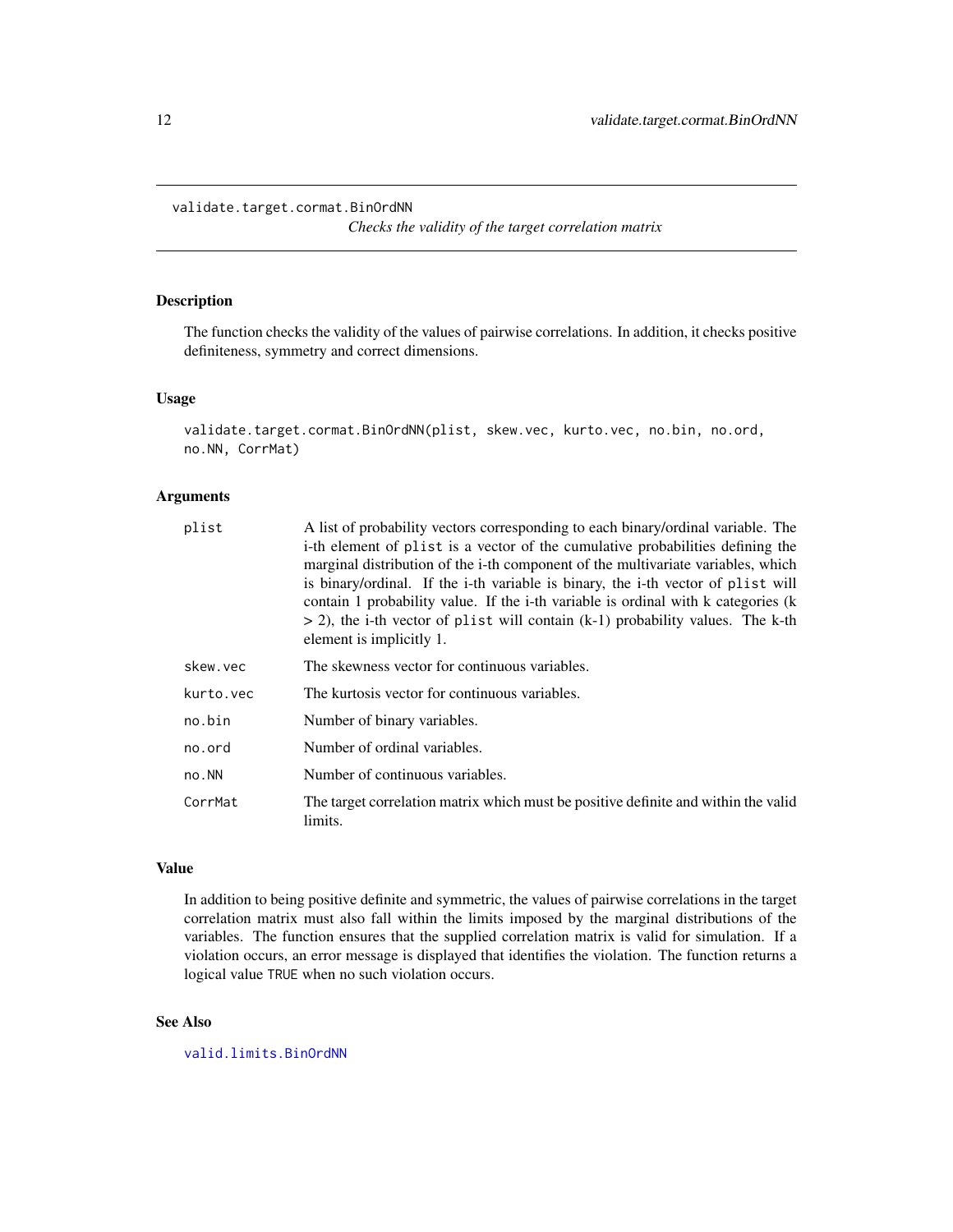`validate.target.cormat.BinOrdNN`

*Checks the validity of the target correlation matrix*

## Description

The function checks the validity of the values of pairwise correlations. In addition, it checks positive definiteness, symmetry and correct dimensions.

## Usage

```
validate.target.cormat.BinOrdNN(plist, skew.vec, kurto.vec, no.bin, no.ord,
no.NN, CorrMat)
```

## Arguments

| | |
|---|---|
| `plist` | A list of probability vectors corresponding to each binary/ordinal variable. The i-th element of `plist` is a vector of the cumulative probabilities defining the marginal distribution of the i-th component of the multivariate variables, which is binary/ordinal. If the i-th variable is binary, the i-th vector of `plist` will contain 1 probability value. If the i-th variable is ordinal with k categories (k > 2), the i-th vector of `plist` will contain (k-1) probability values. The k-th element is implicitly 1. |
| `skew.vec` | The skewness vector for continuous variables. |
| `kurto.vec` | The kurtosis vector for continuous variables. |
| `no.bin` | Number of binary variables. |
| `no.ord` | Number of ordinal variables. |
| `no.NN` | Number of continuous variables. |
| `CorrMat` | The target correlation matrix which must be positive definite and within the valid limits. |

## Value

In addition to being positive definite and symmetric, the values of pairwise correlations in the target correlation matrix must also fall within the limits imposed by the marginal distributions of the variables. The function ensures that the supplied correlation matrix is valid for simulation. If a violation occurs, an error message is displayed that identifies the violation. The function returns a logical value `TRUE` when no such violation occurs.

## See Also

`valid.limits.BinOrdNN`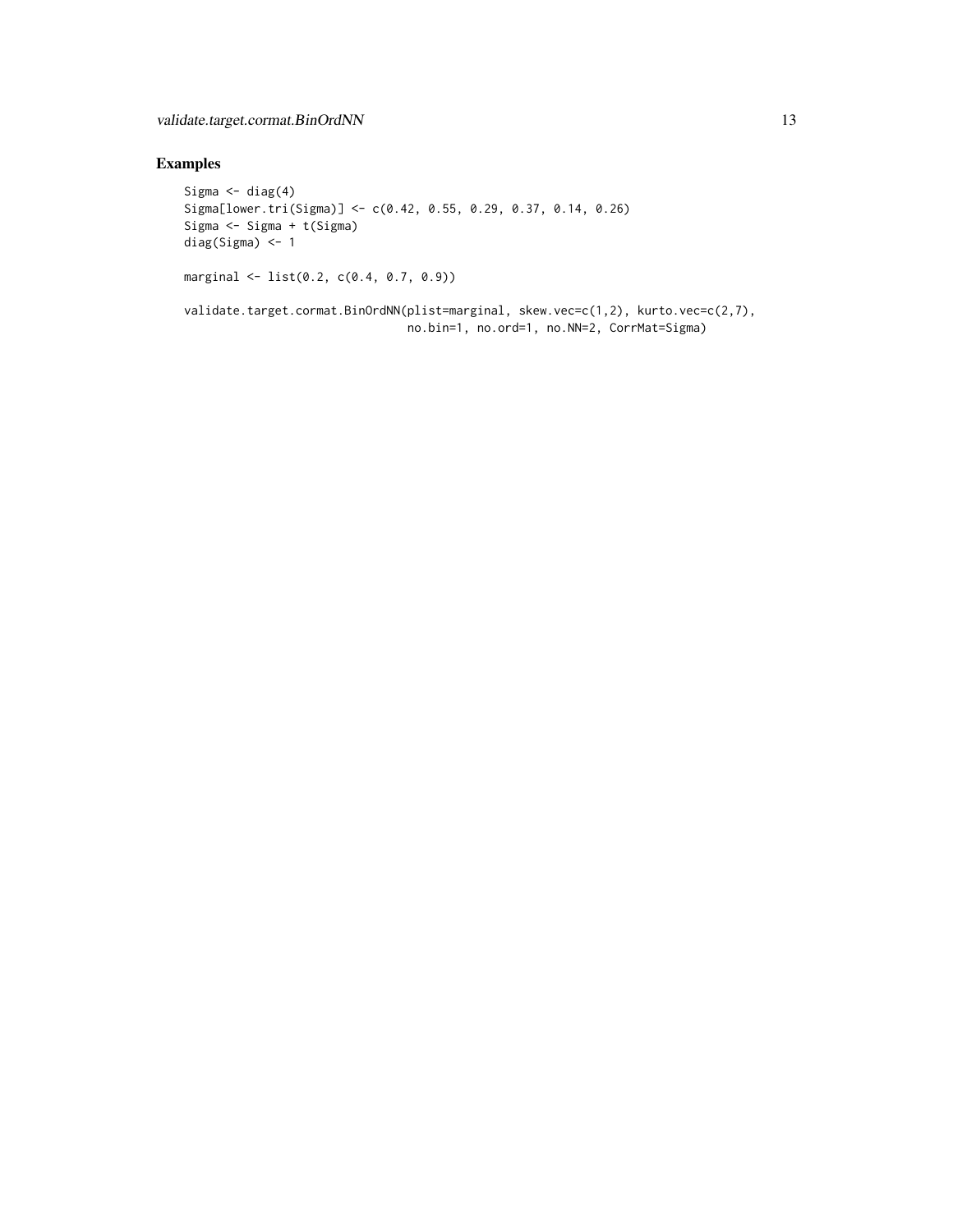## Examples

```
Sigma <- diag(4)
Sigma[lower.tri(Sigma)] <- c(0.42, 0.55, 0.29, 0.37, 0.14, 0.26)
Sigma <- Sigma + t(Sigma)
diag(Sigma) <- 1

marginal <- list(0.2, c(0.4, 0.7, 0.9))

validate.target.cormat.BinOrdNN(plist=marginal, skew.vec=c(1,2), kurto.vec=c(2,7),
                                no.bin=1, no.ord=1, no.NN=2, CorrMat=Sigma)
```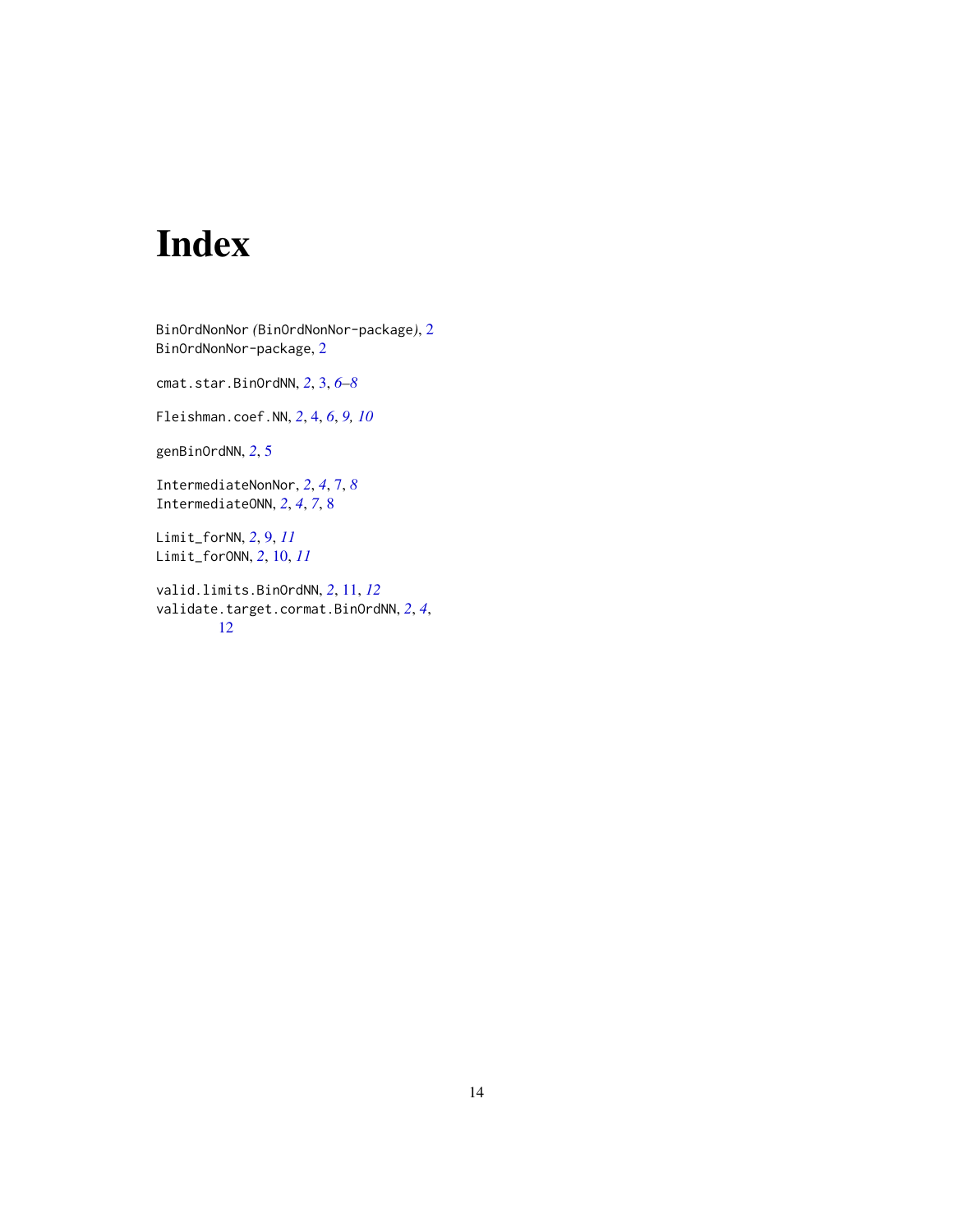# Index

BinOrdNonNor (BinOrdNonNor-package), 2
BinOrdNonNor-package, 2

cmat.star.BinOrdNN, *2*, 3, *6–8*

Fleishman.coef.NN, *2*, 4, *6*, *9, 10*

genBinOrdNN, *2*, 5

IntermediateNonNor, *2*, *4*, 7, *8*
IntermediateONN, *2*, *4*, *7*, 8

Limit_forNN, *2*, 9, *11*
Limit_forONN, *2*, 10, *11*

valid.limits.BinOrdNN, *2*, 11, *12*
validate.target.cormat.BinOrdNN, *2*, *4*, 12